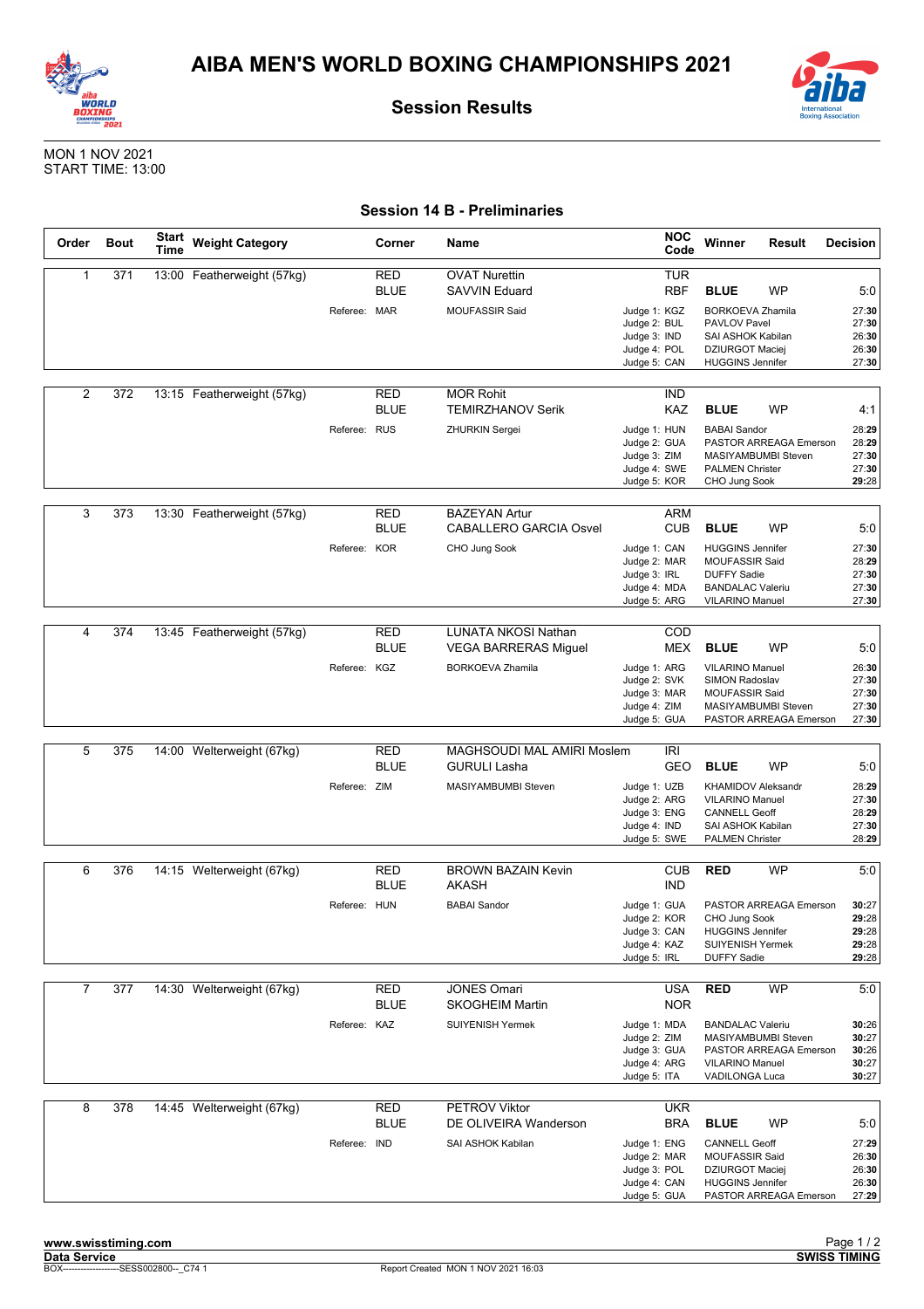# AIBA MEN'S WORLD BOXING CHAMPIONSHIPS 2021

## Session Results

MON 1 NOV 2021
START TIME: 13:00

### Session 14 B - Preliminaries

| Order | Bout | Start Time | Weight Category | Corner | Name | NOC Code | Winner | Result | Decision |
|---|---|---|---|---|---|---|---|---|---|
| 1 | 371 | 13:00 | Featherweight (57kg) | RED | OVAT Nurettin | TUR | | | |
| | | | | BLUE | SAVVIN Eduard | RBF | BLUE | WP | 5:0 |
| | | | Referee: MAR | | MOUFASSIR Said | Judge 1: KGZ | BORKOEVA Zhamila | | 27:**30** |
| | | | | | | Judge 2: BUL | PAVLOV Pavel | | 27:**30** |
| | | | | | | Judge 3: IND | SAI ASHOK Kabilan | | 26:**30** |
| | | | | | | Judge 4: POL | DZIURGOT Maciej | | 26:**30** |
| | | | | | | Judge 5: CAN | HUGGINS Jennifer | | 27:**30** |
| 2 | 372 | 13:15 | Featherweight (57kg) | RED | MOR Rohit | IND | | | |
| | | | | BLUE | TEMIRZHANOV Serik | KAZ | BLUE | WP | 4:1 |
| | | | Referee: RUS | | ZHURKIN Sergei | Judge 1: HUN | BABAI Sandor | | 28:**29** |
| | | | | | | Judge 2: GUA | PASTOR ARREAGA Emerson | | 28:**29** |
| | | | | | | Judge 3: ZIM | MASIYAMBUMBI Steven | | 27:**30** |
| | | | | | | Judge 4: SWE | PALMEN Christer | | 27:**30** |
| | | | | | | Judge 5: KOR | CHO Jung Sook | | **29**:28 |
| 3 | 373 | 13:30 | Featherweight (57kg) | RED | BAZEYAN Artur | ARM | | | |
| | | | | BLUE | CABALLERO GARCIA Osvel | CUB | BLUE | WP | 5:0 |
| | | | Referee: KOR | | CHO Jung Sook | Judge 1: CAN | HUGGINS Jennifer | | 27:**30** |
| | | | | | | Judge 2: MAR | MOUFASSIR Said | | 28:**29** |
| | | | | | | Judge 3: IRL | DUFFY Sadie | | 27:**30** |
| | | | | | | Judge 4: MDA | BANDALAC Valeriu | | 27:**30** |
| | | | | | | Judge 5: ARG | VILARINO Manuel | | 27:**30** |
| 4 | 374 | 13:45 | Featherweight (57kg) | RED | LUNATA NKOSI Nathan | COD | | | |
| | | | | BLUE | VEGA BARRERAS Miguel | MEX | BLUE | WP | 5:0 |
| | | | Referee: KGZ | | BORKOEVA Zhamila | Judge 1: ARG | VILARINO Manuel | | 26:**30** |
| | | | | | | Judge 2: SVK | SIMON Radoslav | | 27:**30** |
| | | | | | | Judge 3: MAR | MOUFASSIR Said | | 27:**30** |
| | | | | | | Judge 4: ZIM | MASIYAMBUMBI Steven | | 27:**30** |
| | | | | | | Judge 5: GUA | PASTOR ARREAGA Emerson | | 27:**30** |
| 5 | 375 | 14:00 | Welterweight (67kg) | RED | MAGHSOUDI MAL AMIRI Moslem | IRI | | | |
| | | | | BLUE | GURULI Lasha | GEO | BLUE | WP | 5:0 |
| | | | Referee: ZIM | | MASIYAMBUMBI Steven | Judge 1: UZB | KHAMIDOV Aleksandr | | 28:**29** |
| | | | | | | Judge 2: ARG | VILARINO Manuel | | 27:**30** |
| | | | | | | Judge 3: ENG | CANNELL Geoff | | 28:**29** |
| | | | | | | Judge 4: IND | SAI ASHOK Kabilan | | 27:**30** |
| | | | | | | Judge 5: SWE | PALMEN Christer | | 28:**29** |
| 6 | 376 | 14:15 | Welterweight (67kg) | RED | BROWN BAZAIN Kevin | CUB | RED | WP | 5:0 |
| | | | | BLUE | AKASH | IND | | | |
| | | | Referee: HUN | | BABAI Sandor | Judge 1: GUA | PASTOR ARREAGA Emerson | | **30**:27 |
| | | | | | | Judge 2: KOR | CHO Jung Sook | | **29**:28 |
| | | | | | | Judge 3: CAN | HUGGINS Jennifer | | **29**:28 |
| | | | | | | Judge 4: KAZ | SUIYENISH Yermek | | **29**:28 |
| | | | | | | Judge 5: IRL | DUFFY Sadie | | **29**:28 |
| 7 | 377 | 14:30 | Welterweight (67kg) | RED | JONES Omari | USA | RED | WP | 5:0 |
| | | | | BLUE | SKOGHEIM Martin | NOR | | | |
| | | | Referee: KAZ | | SUIYENISH Yermek | Judge 1: MDA | BANDALAC Valeriu | | **30**:26 |
| | | | | | | Judge 2: ZIM | MASIYAMBUMBI Steven | | **30**:27 |
| | | | | | | Judge 3: GUA | PASTOR ARREAGA Emerson | | **30**:26 |
| | | | | | | Judge 4: ARG | VILARINO Manuel | | **30**:27 |
| | | | | | | Judge 5: ITA | VADILONGA Luca | | **30**:27 |
| 8 | 378 | 14:45 | Welterweight (67kg) | RED | PETROV Viktor | UKR | | | |
| | | | | BLUE | DE OLIVEIRA Wanderson | BRA | BLUE | WP | 5:0 |
| | | | Referee: IND | | SAI ASHOK Kabilan | Judge 1: ENG | CANNELL Geoff | | 27:**29** |
| | | | | | | Judge 2: MAR | MOUFASSIR Said | | 26:**30** |
| | | | | | | Judge 3: POL | DZIURGOT Maciej | | 26:**30** |
| | | | | | | Judge 4: CAN | HUGGINS Jennifer | | 26:**30** |
| | | | | | | Judge 5: GUA | PASTOR ARREAGA Emerson | | 27:**29** |

www.swisstiming.com
Data Service
BOX-------------------SESS002800--_C74 1
Report Created MON 1 NOV 2021 16:03
SWISS TIMING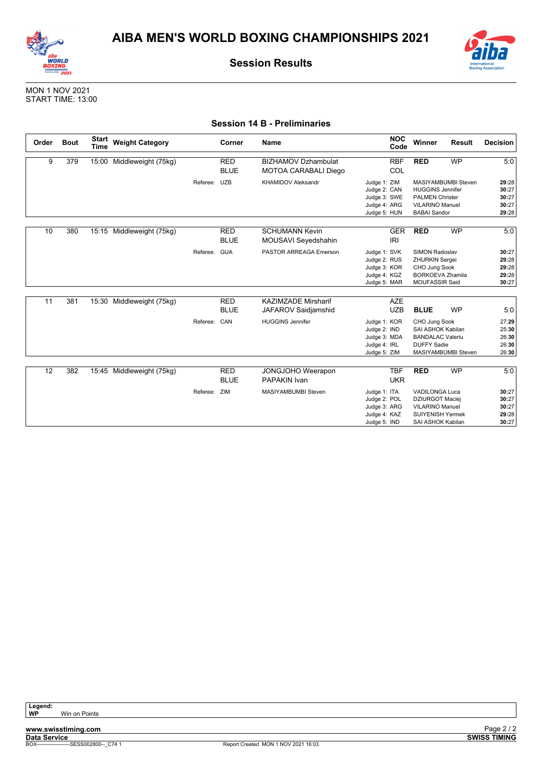# AIBA MEN'S WORLD BOXING CHAMPIONSHIPS 2021

## Session Results

MON 1 NOV 2021
START TIME: 13:00

### Session 14 B - Preliminaries

| Order | Bout | Start Time | Weight Category | | Corner | Name | | NOC Code | Winner | Result | Decision |
|---|---|---|---|---|---|---|---|---|---|---|---|
| 9 | 379 | 15:00 | Middleweight (75kg) | | RED | BIZHAMOV Dzhambulat | | RBF | **RED** | WP | 5:0 |
| | | | | | BLUE | MOTOA CARABALI Diego | | COL | | | |
| | | | | Referee: | UZB | KHAMIDOV Aleksandr | Judge 1: | ZIM | MASIYAMBUMBI Steven | | **29**:28 |
| | | | | | | | Judge 2: | CAN | HUGGINS Jennifer | | **30**:27 |
| | | | | | | | Judge 3: | SWE | PALMEN Christer | | **30**:27 |
| | | | | | | | Judge 4: | ARG | VILARINO Manuel | | **30**:27 |
| | | | | | | | Judge 5: | HUN | BABAI Sandor | | **29**:28 |
| 10 | 380 | 15:15 | Middleweight (75kg) | | RED | SCHUMANN Kevin | | GER | **RED** | WP | 5:0 |
| | | | | | BLUE | MOUSAVI Seyedshahin | | IRI | | | |
| | | | | Referee: | GUA | PASTOR ARREAGA Emerson | Judge 1: | SVK | SIMON Radoslav | | **30**:27 |
| | | | | | | | Judge 2: | RUS | ZHURKIN Sergei | | **29**:28 |
| | | | | | | | Judge 3: | KOR | CHO Jung Sook | | **29**:28 |
| | | | | | | | Judge 4: | KGZ | BORKOEVA Zhamila | | **29**:28 |
| | | | | | | | Judge 5: | MAR | MOUFASSIR Said | | **30**:27 |
| 11 | 381 | 15:30 | Middleweight (75kg) | | RED | KAZIMZADE Mirsharif | | AZE | | | |
| | | | | | BLUE | JAFAROV Saidjamshid | | UZB | **BLUE** | WP | 5:0 |
| | | | | Referee: | CAN | HUGGINS Jennifer | Judge 1: | KOR | CHO Jung Sook | | 27:**29** |
| | | | | | | | Judge 2: | IND | SAI ASHOK Kabilan | | 25:**30** |
| | | | | | | | Judge 3: | MDA | BANDALAC Valeriu | | 26:**30** |
| | | | | | | | Judge 4: | IRL | DUFFY Sadie | | 26:**30** |
| | | | | | | | Judge 5: | ZIM | MASIYAMBUMBI Steven | | 26:**30** |
| 12 | 382 | 15:45 | Middleweight (75kg) | | RED | JONGJOHO Weerapon | | TBF | **RED** | WP | 5:0 |
| | | | | | BLUE | PAPAKIN Ivan | | UKR | | | |
| | | | | Referee: | ZIM | MASIYAMBUMBI Steven | Judge 1: | ITA | VADILONGA Luca | | **30**:27 |
| | | | | | | | Judge 2: | POL | DZIURGOT Maciej | | **30**:27 |
| | | | | | | | Judge 3: | ARG | VILARINO Manuel | | **30**:27 |
| | | | | | | | Judge 4: | KAZ | SUIYENISH Yermek | | **29**:28 |
| | | | | | | | Judge 5: | IND | SAI ASHOK Kabilan | | **30**:27 |

**Legend:**
**WP** Win on Points

**www.swisstiming.com**
**Data Service**
BOX-------------------SESS002800--_C74 1
Report Created MON 1 NOV 2021 16:03
**SWISS TIMING**